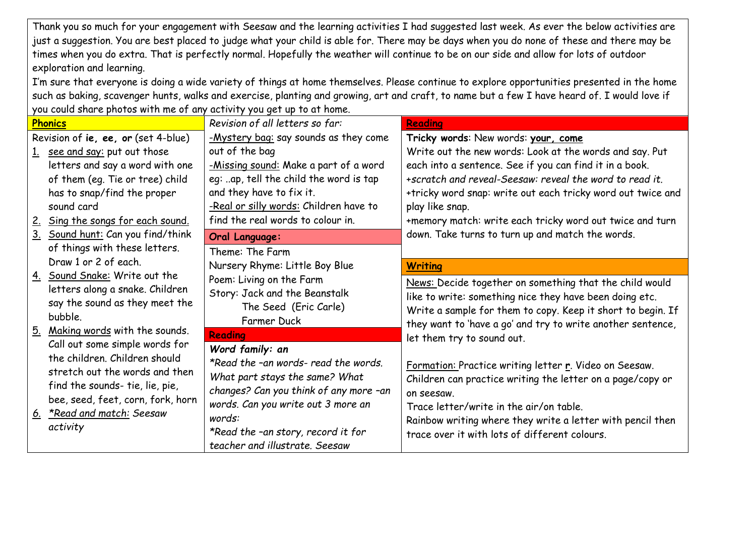Thank you so much for your engagement with Seesaw and the learning activities I had suggested last week. As ever the below activities are just a suggestion. You are best placed to judge what your child is able for. There may be days when you do none of these and there may be times when you do extra. That is perfectly normal. Hopefully the weather will continue to be on our side and allow for lots of outdoor exploration and learning.

I'm sure that everyone is doing a wide variety of things at home themselves. Please continue to explore opportunities presented in the home such as baking, scavenger hunts, walks and exercise, planting and growing, art and craft, to name but a few I have heard of. I would love if you could share photos with me of any activity you get up to at home.

## Phonics

Revision of **ie, ee, or** (set 4-blue)

1. see and say: put out those letters and say a word with one of them (eg. Tie or tree) child has to snap/find the proper sound card
2. Sing the songs for each sound.
3. Sound hunt: Can you find/think of things with these letters. Draw 1 or 2 of each.
4. Sound Snake: Write out the letters along a snake. Children say the sound as they meet the bubble.
5. Making words with the sounds. Call out some simple words for the children. Children should stretch out the words and then find the sounds- tie, lie, pie, bee, seed, feet, corn, fork, horn
6. *Read and match: Seesaw activity*

*Revision of all letters so far:*

-Mystery bag: say sounds as they come out of the bag

-Missing sound: Make a part of a word eg: ..ap, tell the child the word is tap and they have to fix it.

-Real or silly words: Children have to find the real words to colour in.

## Oral Language:

Theme: The Farm

Nursery Rhyme: Little Boy Blue

Poem: Living on the Farm

Story: Jack and the Beanstalk

The Seed (Eric Carle)

Farmer Duck

## Reading

*Word family: an*

*\*Read the –an words- read the words. What part stays the same? What changes? Can you think of any more –an words. Can you write out 3 more an words:*

*\*Read the –an story, record it for teacher and illustrate. Seesaw*

## Reading

**Tricky words**: New words: **your, come**

Write out the new words: Look at the words and say. Put each into a sentence. See if you can find it in a book.

+*scratch and reveal-Seesaw: reveal the word to read it.*

+tricky word snap: write out each tricky word out twice and play like snap.

+memory match: write each tricky word out twice and turn down. Take turns to turn up and match the words.

## Writing

News: Decide together on something that the child would like to write: something nice they have been doing etc. Write a sample for them to copy. Keep it short to begin. If they want to 'have a go' and try to write another sentence, let them try to sound out.

Formation: Practice writing letter **r**. Video on Seesaw. Children can practice writing the letter on a page/copy or on seesaw.

Trace letter/write in the air/on table.

Rainbow writing where they write a letter with pencil then trace over it with lots of different colours.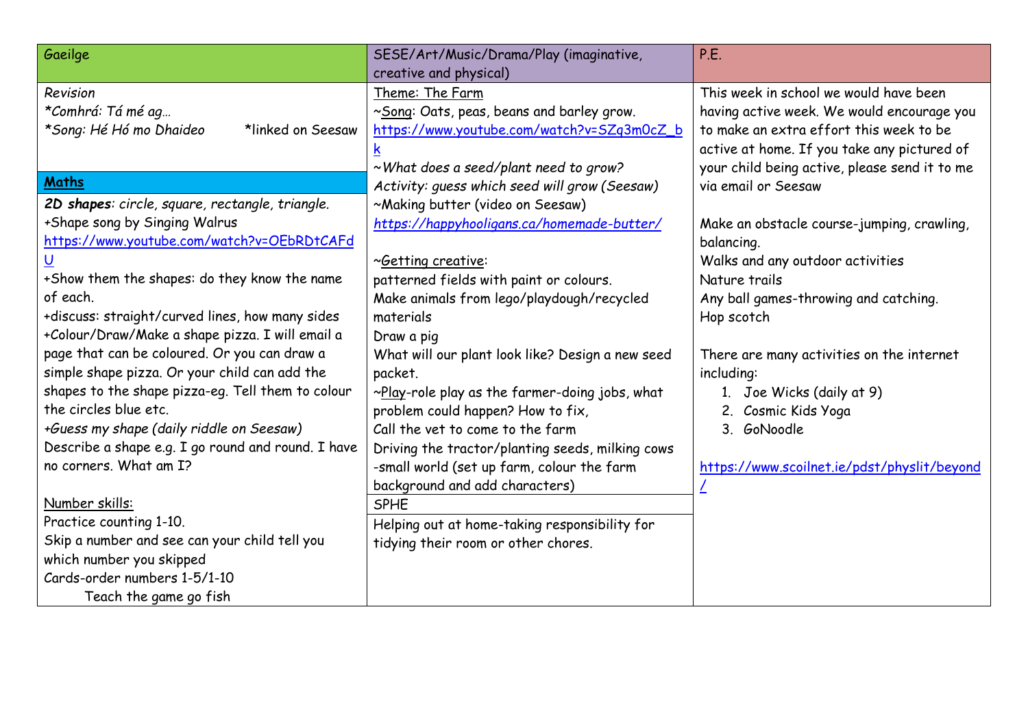| Gaeilge | SESE/Art/Music/Drama/Play (imaginative, creative and physical) | P.E. |
|---|---|---|
| *Revision*<br>*\*Comhrá: Tá mé ag…*<br>*\*Song: Hé Hó mo Dhaideo* \*linked on Seesaw | Theme: The Farm<br>~Song: Oats, peas, beans and barley grow.<br>https://www.youtube.com/watch?v=SZq3m0cZ_bk<br>~*What does a seed/plant need to grow?*<br>*Activity: guess which seed will grow (Seesaw)*<br>~Making butter (video on Seesaw)<br>*https://happyhooligans.ca/homemade-butter/*<br><br>~Getting creative:<br>patterned fields with paint or colours.<br>Make animals from lego/playdough/recycled materials<br>Draw a pig<br>What will our plant look like? Design a new seed packet.<br>~Play-role play as the farmer-doing jobs, what problem could happen? How to fix,<br>Call the vet to come to the farm<br>Driving the tractor/planting seeds, milking cows<br>-small world (set up farm, colour the farm background and add characters) | This week in school we would have been having active week. We would encourage you to make an extra effort this week to be active at home. If you take any pictured of your child being active, please send it to me via email or Seesaw<br><br>Make an obstacle course-jumping, crawling, balancing.<br>Walks and any outdoor activities<br>Nature trails<br>Any ball games-throwing and catching.<br>Hop scotch<br><br>There are many activities on the internet including:<br>1. Joe Wicks (daily at 9)<br>2. Cosmic Kids Yoga<br>3. GoNoodle<br><br>https://www.scoilnet.ie/pdst/physlit/beyond/ |
| **Maths** | SPHE | |
| ***2D shapes**: circle, square, rectangle, triangle.*<br>+Shape song by Singing Walrus<br>https://www.youtube.com/watch?v=OEbRDtCAFdU<br>+Show them the shapes: do they know the name of each.<br>+discuss: straight/curved lines, how many sides<br>+Colour/Draw/Make a shape pizza. I will email a page that can be coloured. Or you can draw a simple shape pizza. Or your child can add the shapes to the shape pizza-eg. Tell them to colour the circles blue etc.<br>*+Guess my shape (daily riddle on Seesaw)*<br>Describe a shape e.g. I go round and round. I have no corners. What am I?<br><br>Number skills:<br>Practice counting 1-10.<br>Skip a number and see can your child tell you which number you skipped<br>Cards-order numbers 1-5/1-10<br>Teach the game go fish | Helping out at home-taking responsibility for tidying their room or other chores. | |